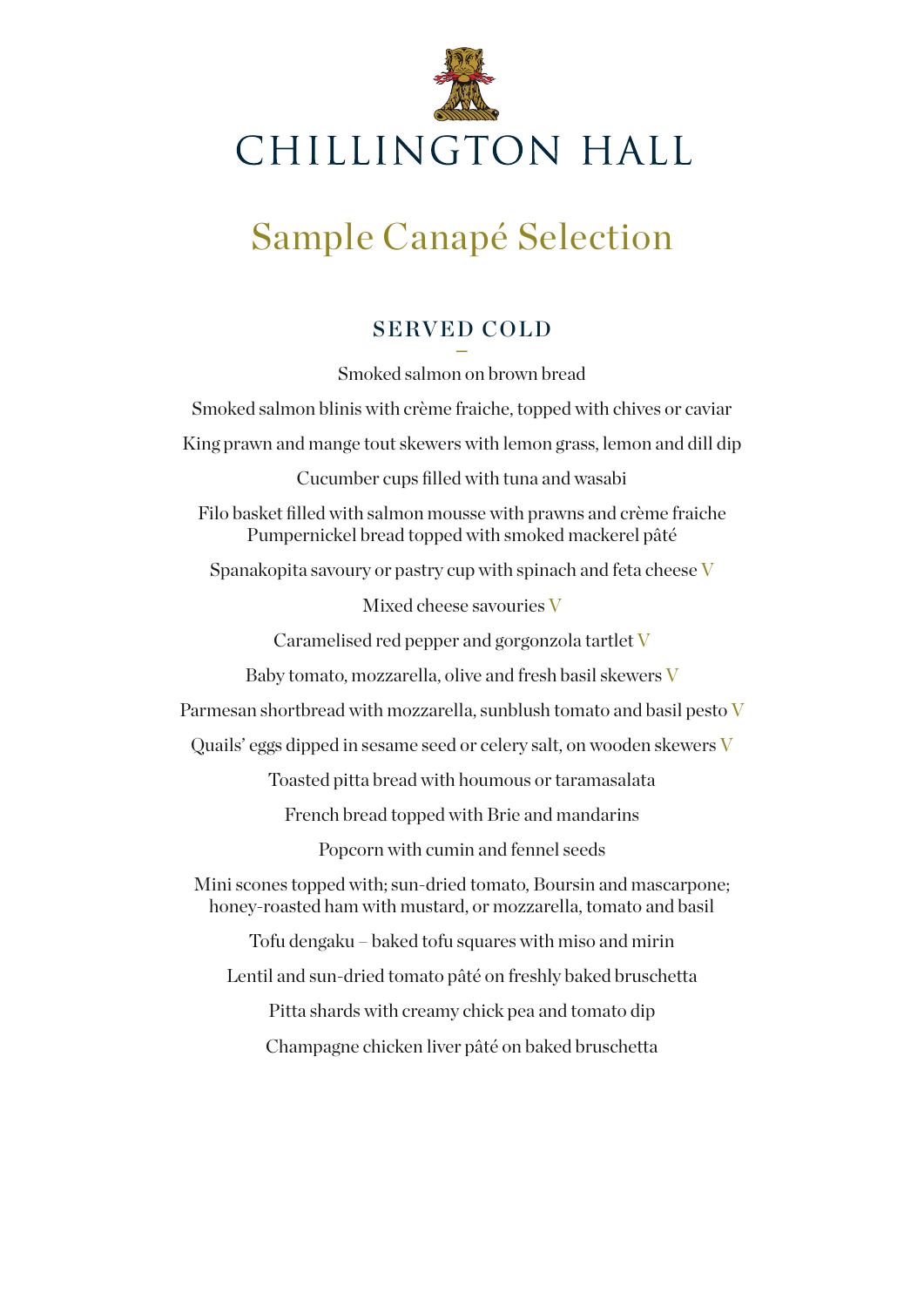# CHILLINGTON HALL

## Sample Canapé Selection

### SERVED COLD

Smoked salmon on brown bread

Smoked salmon blinis with crème fraiche, topped with chives or caviar

King prawn and mange tout skewers with lemon grass, lemon and dill dip

Cucumber cups filled with tuna and wasabi

Filo basket filled with salmon mousse with prawns and crème fraiche
Pumpernickel bread topped with smoked mackerel pâté

Spanakopita savoury or pastry cup with spinach and feta cheese V

Mixed cheese savouries V

Caramelised red pepper and gorgonzola tartlet V

Baby tomato, mozzarella, olive and fresh basil skewers V

Parmesan shortbread with mozzarella, sunblush tomato and basil pesto V

Quails' eggs dipped in sesame seed or celery salt, on wooden skewers V

Toasted pitta bread with houmous or taramasalata

French bread topped with Brie and mandarins

Popcorn with cumin and fennel seeds

Mini scones topped with; sun-dried tomato, Boursin and mascarpone;
honey-roasted ham with mustard, or mozzarella, tomato and basil

Tofu dengaku – baked tofu squares with miso and mirin

Lentil and sun-dried tomato pâté on freshly baked bruschetta

Pitta shards with creamy chick pea and tomato dip

Champagne chicken liver pâté on baked bruschetta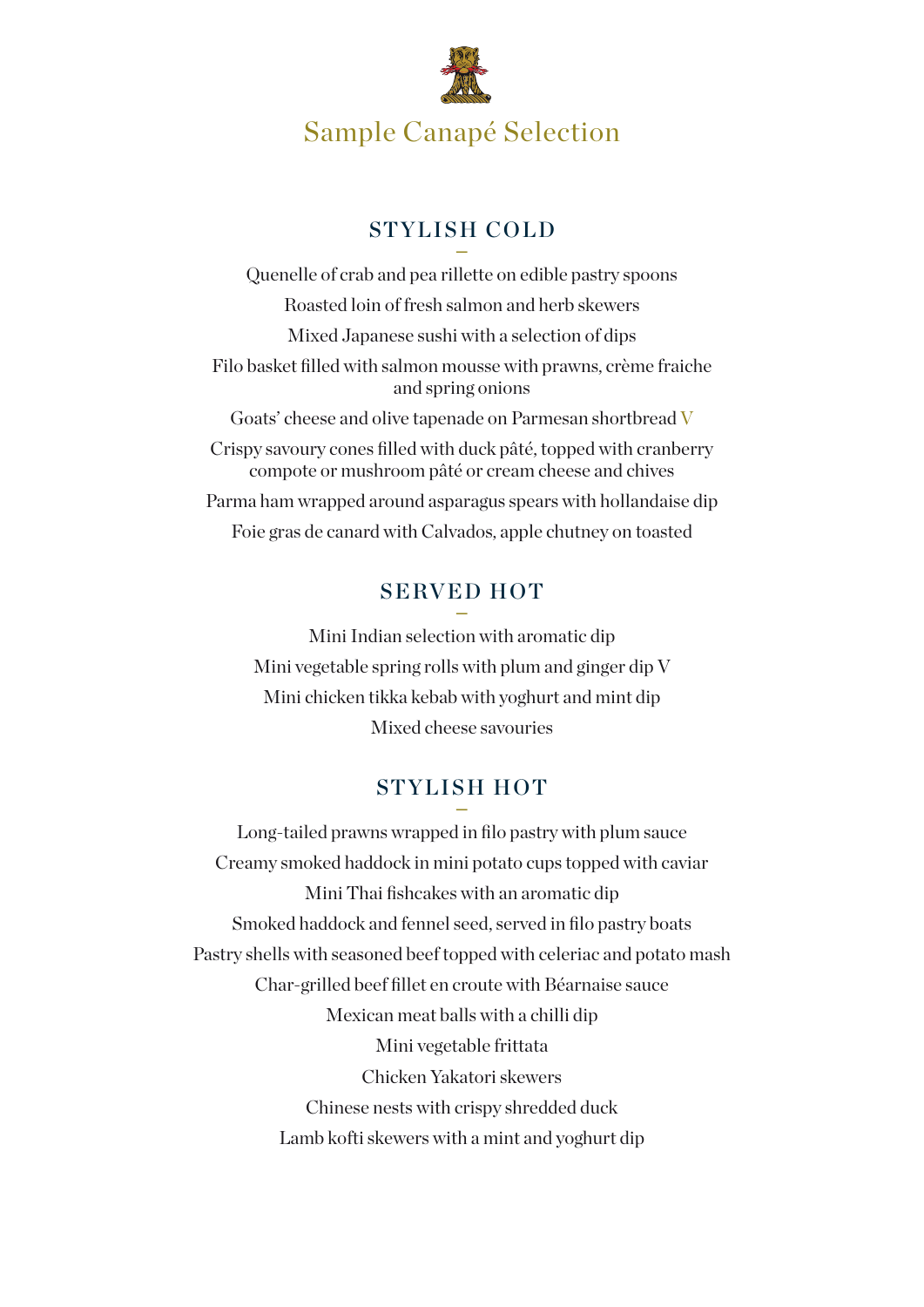# Sample Canapé Selection

## STYLISH COLD

Quenelle of crab and pea rillette on edible pastry spoons

Roasted loin of fresh salmon and herb skewers

Mixed Japanese sushi with a selection of dips

Filo basket filled with salmon mousse with prawns, crème fraiche and spring onions

Goats' cheese and olive tapenade on Parmesan shortbread V

Crispy savoury cones filled with duck pâté, topped with cranberry compote or mushroom pâté or cream cheese and chives

Parma ham wrapped around asparagus spears with hollandaise dip

Foie gras de canard with Calvados, apple chutney on toasted

## SERVED HOT

Mini Indian selection with aromatic dip

Mini vegetable spring rolls with plum and ginger dip V

Mini chicken tikka kebab with yoghurt and mint dip

Mixed cheese savouries

## STYLISH HOT

Long-tailed prawns wrapped in filo pastry with plum sauce

Creamy smoked haddock in mini potato cups topped with caviar

Mini Thai fishcakes with an aromatic dip

Smoked haddock and fennel seed, served in filo pastry boats

Pastry shells with seasoned beef topped with celeriac and potato mash

Char-grilled beef fillet en croute with Béarnaise sauce

Mexican meat balls with a chilli dip

Mini vegetable frittata

Chicken Yakatori skewers

Chinese nests with crispy shredded duck

Lamb kofti skewers with a mint and yoghurt dip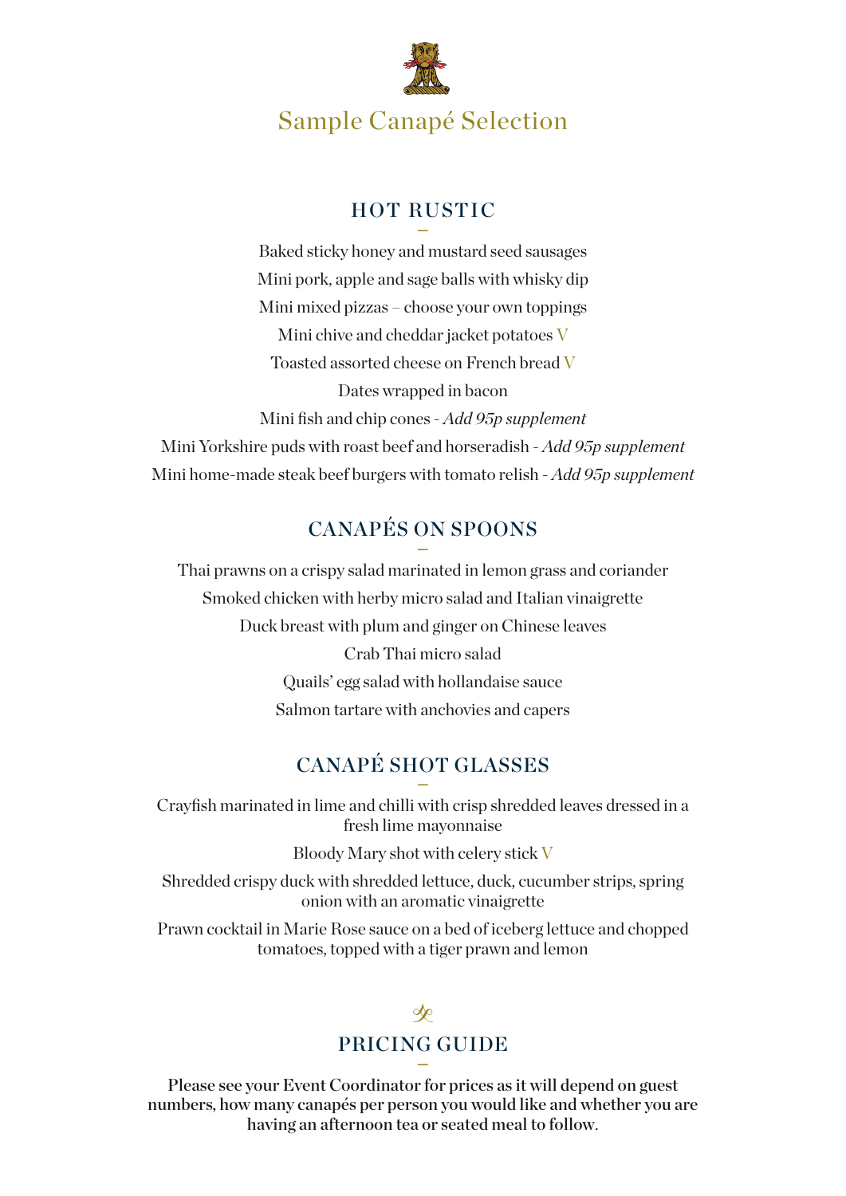# Sample Canapé Selection

## HOT RUSTIC

Baked sticky honey and mustard seed sausages

Mini pork, apple and sage balls with whisky dip

Mini mixed pizzas – choose your own toppings

Mini chive and cheddar jacket potatoes V

Toasted assorted cheese on French bread V

Dates wrapped in bacon

Mini fish and chip cones - *Add 95p supplement*

Mini Yorkshire puds with roast beef and horseradish - *Add 95p supplement*

Mini home-made steak beef burgers with tomato relish - *Add 95p supplement*

## CANAPÉS ON SPOONS

Thai prawns on a crispy salad marinated in lemon grass and coriander

Smoked chicken with herby micro salad and Italian vinaigrette

Duck breast with plum and ginger on Chinese leaves

Crab Thai micro salad

Quails' egg salad with hollandaise sauce

Salmon tartare with anchovies and capers

## CANAPÉ SHOT GLASSES

Crayfish marinated in lime and chilli with crisp shredded leaves dressed in a fresh lime mayonnaise

Bloody Mary shot with celery stick V

Shredded crispy duck with shredded lettuce, duck, cucumber strips, spring onion with an aromatic vinaigrette

Prawn cocktail in Marie Rose sauce on a bed of iceberg lettuce and chopped tomatoes, topped with a tiger prawn and lemon

## PRICING GUIDE

**Please see your Event Coordinator for prices as it will depend on guest numbers, how many canapés per person you would like and whether you are having an afternoon tea or seated meal to follow.**